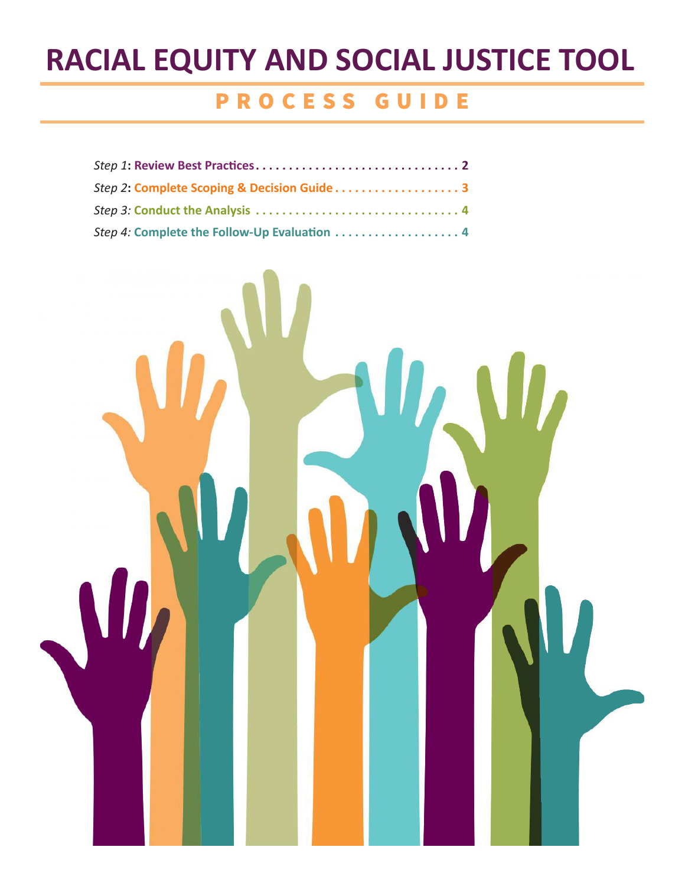# RACIAL EQUITY AND SOCIAL JUSTICE TOOL

## PROCESS GUIDE

*Step 1*: **Review Best Practices** . . . . . . . . . . . . . . . . . . . . . . . . . . . . . . . . **2**

*Step 2*: **Complete Scoping & Decision Guide** . . . . . . . . . . . . . . . . . . . **3**

*Step 3:* **Conduct the Analysis** . . . . . . . . . . . . . . . . . . . . . . . . . . . . . . . **4**

*Step 4:* **Complete the Follow-Up Evaluation** . . . . . . . . . . . . . . . . . . . **4**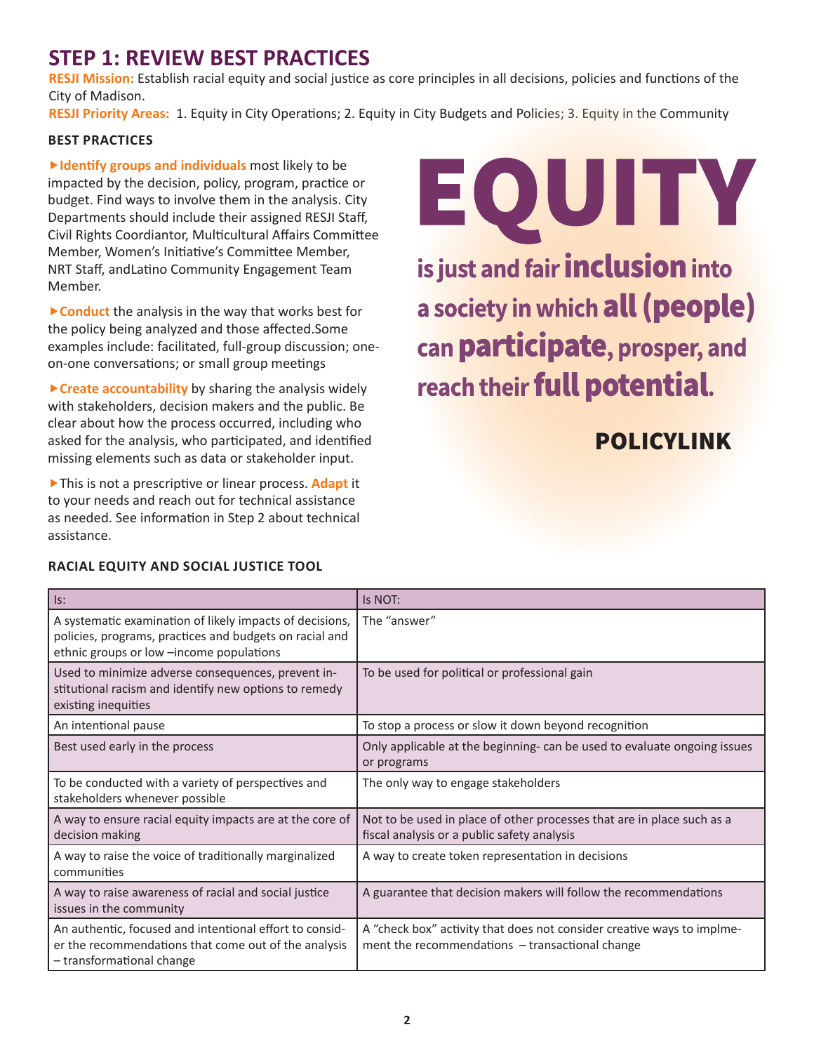# STEP 1: REVIEW BEST PRACTICES

**RESJI Mission:** Establish racial equity and social justice as core principles in all decisions, policies and functions of the City of Madison.

**RESJI Priority Areas:** 1. Equity in City Operations; 2. Equity in City Budgets and Policies; 3. Equity in the Community

### BEST PRACTICES

▶**Identify groups and individuals** most likely to be impacted by the decision, policy, program, practice or budget. Find ways to involve them in the analysis. City Departments should include their assigned RESJI Staff, Civil Rights Coordiantor, Multicultural Affairs Committee Member, Women's Initiative's Committee Member, NRT Staff, andLatino Community Engagement Team Member.

▶**Conduct** the analysis in the way that works best for the policy being analyzed and those affected.Some examples include: facilitated, full-group discussion; one-on-one conversations; or small group meetings

▶**Create accountability** by sharing the analysis widely with stakeholders, decision makers and the public. Be clear about how the process occurred, including who asked for the analysis, who participated, and identified missing elements such as data or stakeholder input.

▶This is not a prescriptive or linear process. **Adapt** it to your needs and reach out for technical assistance as needed. See information in Step 2 about technical assistance.

**EQUITY** is just and fair **inclusion** into a society in which **all (people)** can **participate**, prosper, and reach their **full potential**.

**POLICYLINK**

### RACIAL EQUITY AND SOCIAL JUSTICE TOOL

| Is: | Is NOT: |
|---|---|
| A systematic examination of likely impacts of decisions, policies, programs, practices and budgets on racial and ethnic groups or low –income populations | The "answer" |
| Used to minimize adverse consequences, prevent institutional racism and identify new options to remedy existing inequities | To be used for political or professional gain |
| An intentional pause | To stop a process or slow it down beyond recognition |
| Best used early in the process | Only applicable at the beginning- can be used to evaluate ongoing issues or programs |
| To be conducted with a variety of perspectives and stakeholders whenever possible | The only way to engage stakeholders |
| A way to ensure racial equity impacts are at the core of decision making | Not to be used in place of other processes that are in place such as a fiscal analysis or a public safety analysis |
| A way to raise the voice of traditionally marginalized communities | A way to create token representation in decisions |
| A way to raise awareness of racial and social justice issues in the community | A guarantee that decision makers will follow the recommendations |
| An authentic, focused and intentional effort to consider the recommendations that come out of the analysis – transformational change | A "check box" activity that does not consider creative ways to implment the recommendations – transactional change |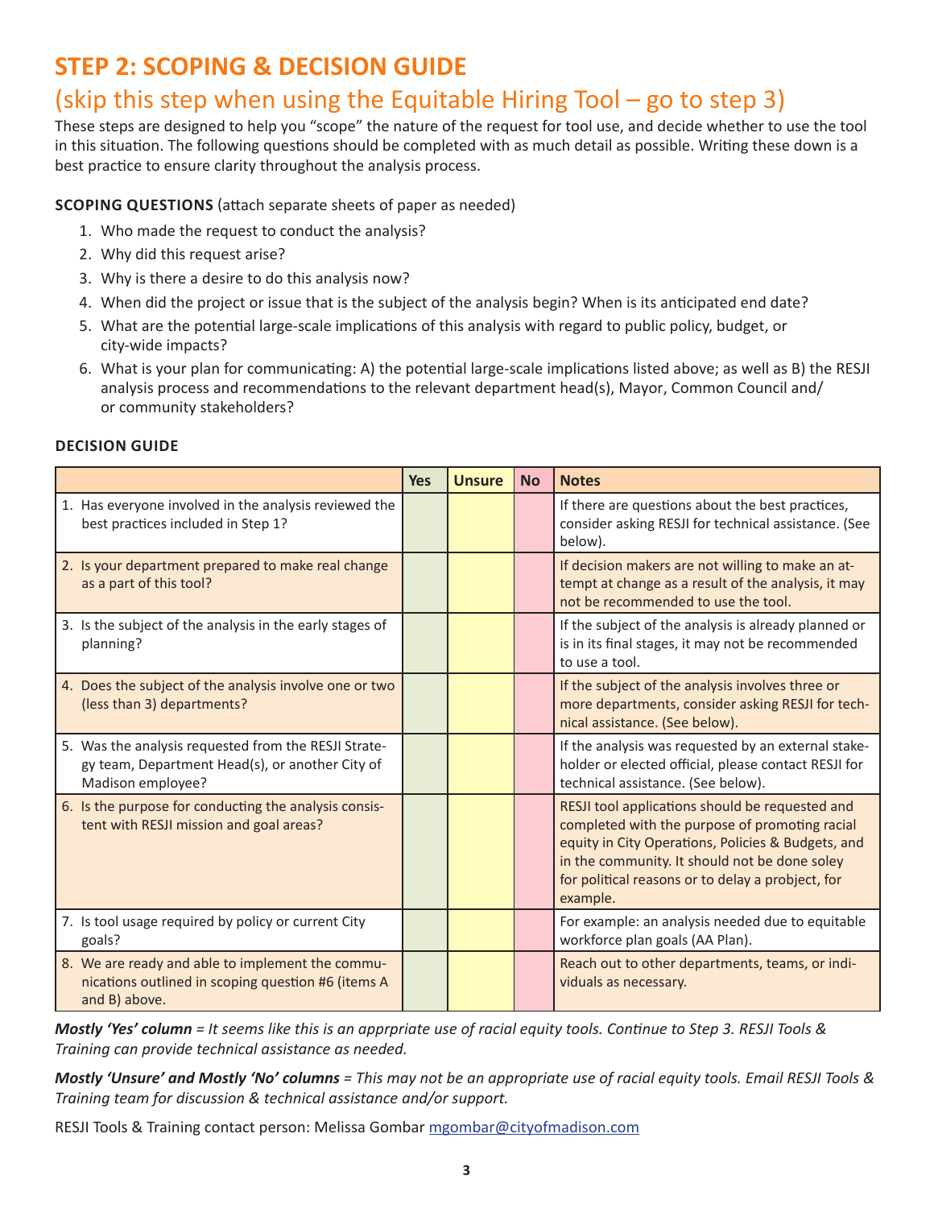# STEP 2: SCOPING & DECISION GUIDE

## (skip this step when using the Equitable Hiring Tool – go to step 3)

These steps are designed to help you "scope" the nature of the request for tool use, and decide whether to use the tool in this situation. The following questions should be completed with as much detail as possible. Writing these down is a best practice to ensure clarity throughout the analysis process.

**SCOPING QUESTIONS** (attach separate sheets of paper as needed)

1. Who made the request to conduct the analysis?
2. Why did this request arise?
3. Why is there a desire to do this analysis now?
4. When did the project or issue that is the subject of the analysis begin? When is its anticipated end date?
5. What are the potential large-scale implications of this analysis with regard to public policy, budget, or city-wide impacts?
6. What is your plan for communicating: A) the potential large-scale implications listed above; as well as B) the RESJI analysis process and recommendations to the relevant department head(s), Mayor, Common Council and/or community stakeholders?

**DECISION GUIDE**

| | Yes | Unsure | No | Notes |
|---|---|---|---|---|
| 1. Has everyone involved in the analysis reviewed the best practices included in Step 1? | | | | If there are questions about the best practices, consider asking RESJI for technical assistance. (See below). |
| 2. Is your department prepared to make real change as a part of this tool? | | | | If decision makers are not willing to make an attempt at change as a result of the analysis, it may not be recommended to use the tool. |
| 3. Is the subject of the analysis in the early stages of planning? | | | | If the subject of the analysis is already planned or is in its final stages, it may not be recommended to use a tool. |
| 4. Does the subject of the analysis involve one or two (less than 3) departments? | | | | If the subject of the analysis involves three or more departments, consider asking RESJI for technical assistance. (See below). |
| 5. Was the analysis requested from the RESJI Strategy team, Department Head(s), or another City of Madison employee? | | | | If the analysis was requested by an external stakeholder or elected official, please contact RESJI for technical assistance. (See below). |
| 6. Is the purpose for conducting the analysis consistent with RESJI mission and goal areas? | | | | RESJI tool applications should be requested and completed with the purpose of promoting racial equity in City Operations, Policies & Budgets, and in the community. It should not be done soley for political reasons or to delay a probject, for example. |
| 7. Is tool usage required by policy or current City goals? | | | | For example: an analysis needed due to equitable workforce plan goals (AA Plan). |
| 8. We are ready and able to implement the communications outlined in scoping question #6 (items A and B) above. | | | | Reach out to other departments, teams, or individuals as necessary. |

***Mostly 'Yes' column** = It seems like this is an apprpriate use of racial equity tools. Continue to Step 3. RESJI Tools & Training can provide technical assistance as needed.*

***Mostly 'Unsure' and Mostly 'No' columns** = This may not be an appropriate use of racial equity tools. Email RESJI Tools & Training team for discussion & technical assistance and/or support.*

RESJI Tools & Training contact person: Melissa Gombar mgombar@cityofmadison.com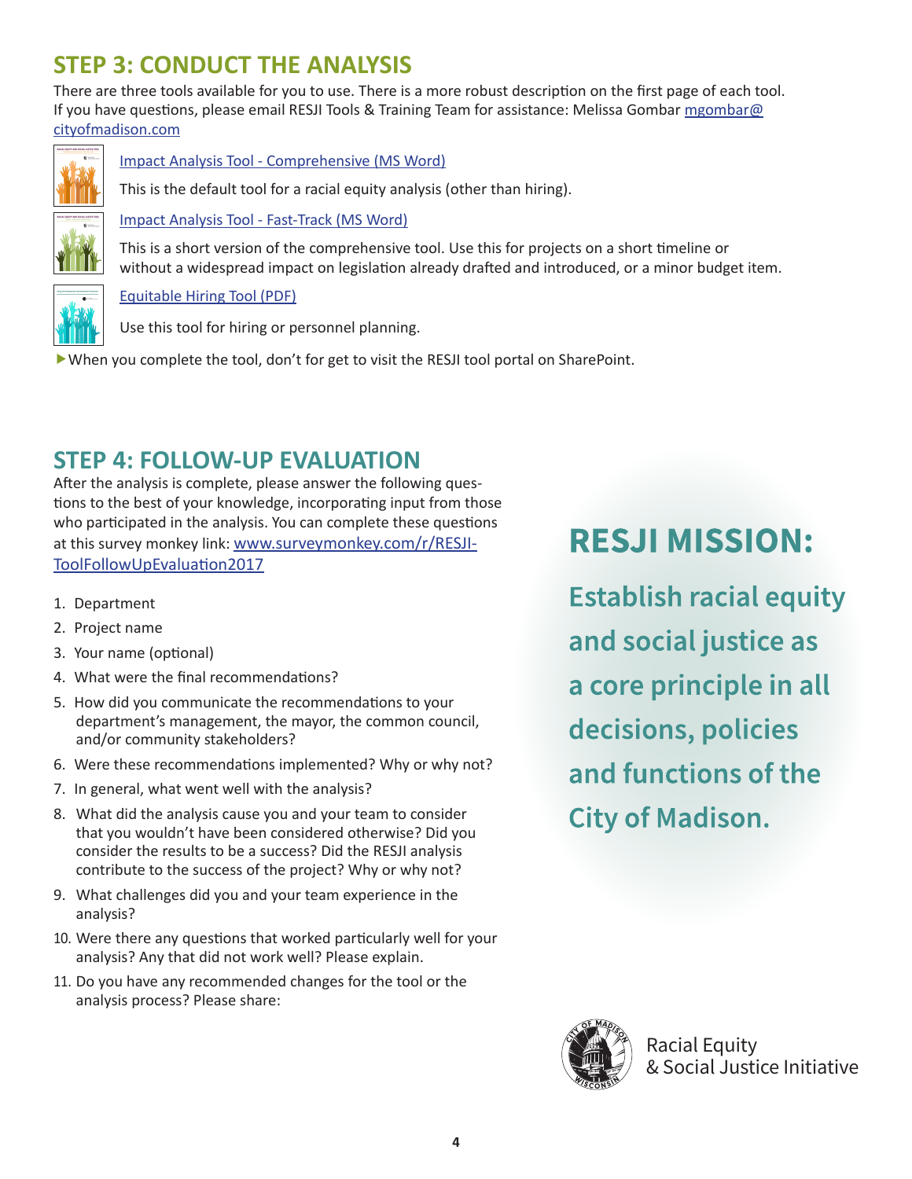## STEP 3: CONDUCT THE ANALYSIS

There are three tools available for you to use. There is a more robust description on the first page of each tool. If you have questions, please email RESJI Tools & Training Team for assistance: Melissa Gombar mgombar@cityofmadison.com

[Impact Analysis Tool - Comprehensive (MS Word)]

This is the default tool for a racial equity analysis (other than hiring).

[Impact Analysis Tool - Fast-Track (MS Word)]

This is a short version of the comprehensive tool. Use this for projects on a short timeline or without a widespread impact on legislation already drafted and introduced, or a minor budget item.

[Equitable Hiring Tool (PDF)]

Use this tool for hiring or personnel planning.

▶When you complete the tool, don't for get to visit the RESJI tool portal on SharePoint.

## STEP 4: FOLLOW-UP EVALUATION

After the analysis is complete, please answer the following questions to the best of your knowledge, incorporating input from those who participated in the analysis. You can complete these questions at this survey monkey link: www.surveymonkey.com/r/RESJI-ToolFollowUpEvaluation2017

1. Department
2. Project name
3. Your name (optional)
4. What were the final recommendations?
5. How did you communicate the recommendations to your department's management, the mayor, the common council, and/or community stakeholders?
6. Were these recommendations implemented? Why or why not?
7. In general, what went well with the analysis?
8. What did the analysis cause you and your team to consider that you wouldn't have been considered otherwise? Did you consider the results to be a success? Did the RESJI analysis contribute to the success of the project? Why or why not?
9. What challenges did you and your team experience in the analysis?
10. Were there any questions that worked particularly well for your analysis? Any that did not work well? Please explain.
11. Do you have any recommended changes for the tool or the analysis process? Please share:

**RESJI MISSION:**

**Establish racial equity and social justice as a core principle in all decisions, policies and functions of the City of Madison.**

Racial Equity & Social Justice Initiative